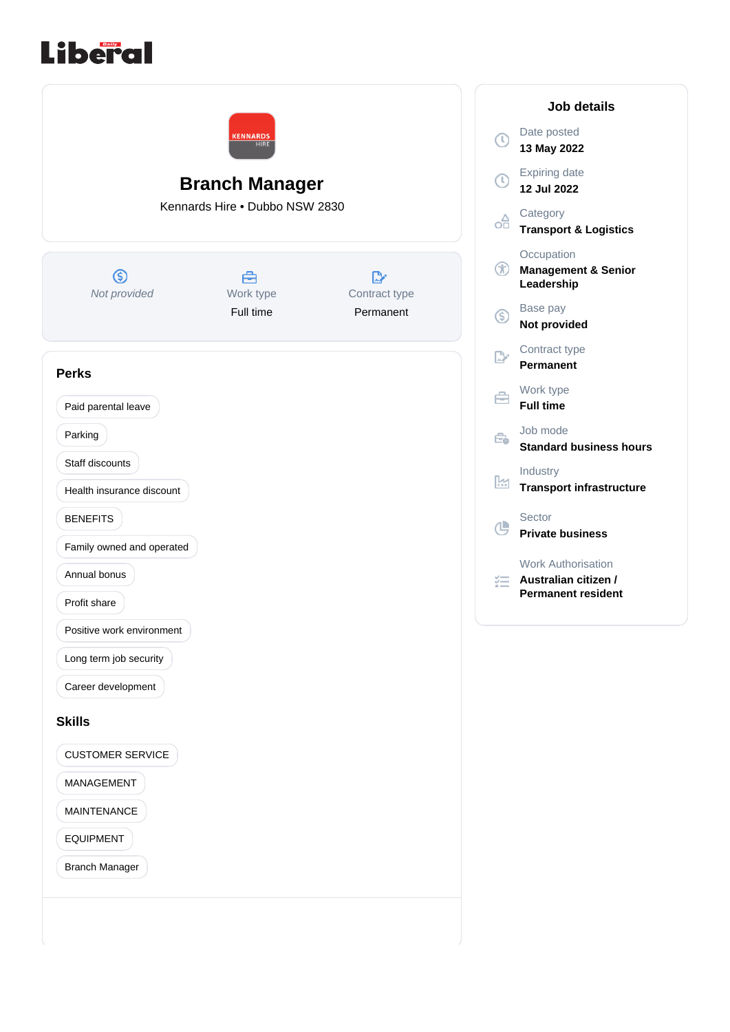# Branch Manager

Kennards Hire • Dubbo NSW 2830

*Not provided*

Work type
Full time

Contract type
Permanent

## Perks

- Paid parental leave
- Parking
- Staff discounts
- Health insurance discount
- BENEFITS
- Family owned and operated
- Annual bonus
- Profit share
- Positive work environment
- Long term job security
- Career development

## Skills

- CUSTOMER SERVICE
- MANAGEMENT
- MAINTENANCE
- EQUIPMENT
- Branch Manager

## Job details

Date posted
**13 May 2022**

Expiring date
**12 Jul 2022**

Category
**Transport & Logistics**

Occupation
**Management & Senior Leadership**

Base pay
**Not provided**

Contract type
**Permanent**

Work type
**Full time**

Job mode
**Standard business hours**

Industry
**Transport infrastructure**

Sector
**Private business**

Work Authorisation
**Australian citizen / Permanent resident**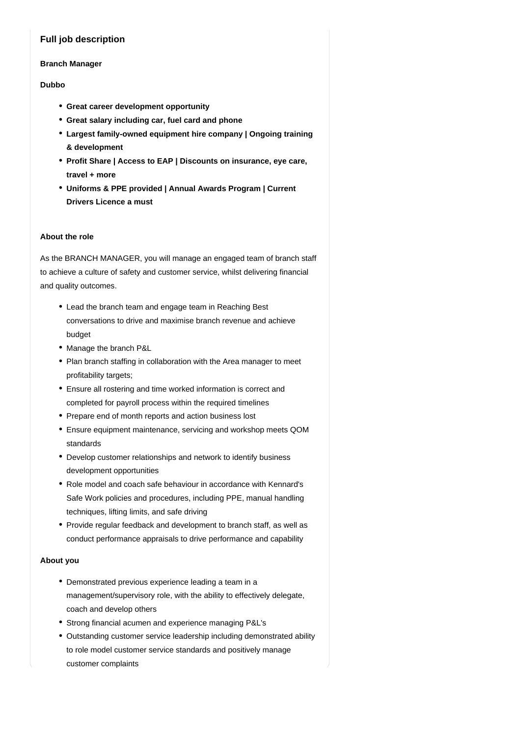### Full job description

**Branch Manager**

**Dubbo**

- **Great career development opportunity**
- **Great salary including car, fuel card and phone**
- **Largest family-owned equipment hire company | Ongoing training & development**
- **Profit Share | Access to EAP | Discounts on insurance, eye care, travel + more**
- **Uniforms & PPE provided | Annual Awards Program | Current Drivers Licence a must**

**About the role**

As the BRANCH MANAGER, you will manage an engaged team of branch staff to achieve a culture of safety and customer service, whilst delivering financial and quality outcomes.

- Lead the branch team and engage team in Reaching Best conversations to drive and maximise branch revenue and achieve budget
- Manage the branch P&L
- Plan branch staffing in collaboration with the Area manager to meet profitability targets;
- Ensure all rostering and time worked information is correct and completed for payroll process within the required timelines
- Prepare end of month reports and action business lost
- Ensure equipment maintenance, servicing and workshop meets QOM standards
- Develop customer relationships and network to identify business development opportunities
- Role model and coach safe behaviour in accordance with Kennard's Safe Work policies and procedures, including PPE, manual handling techniques, lifting limits, and safe driving
- Provide regular feedback and development to branch staff, as well as conduct performance appraisals to drive performance and capability

**About you**

- Demonstrated previous experience leading a team in a management/supervisory role, with the ability to effectively delegate, coach and develop others
- Strong financial acumen and experience managing P&L's
- Outstanding customer service leadership including demonstrated ability to role model customer service standards and positively manage customer complaints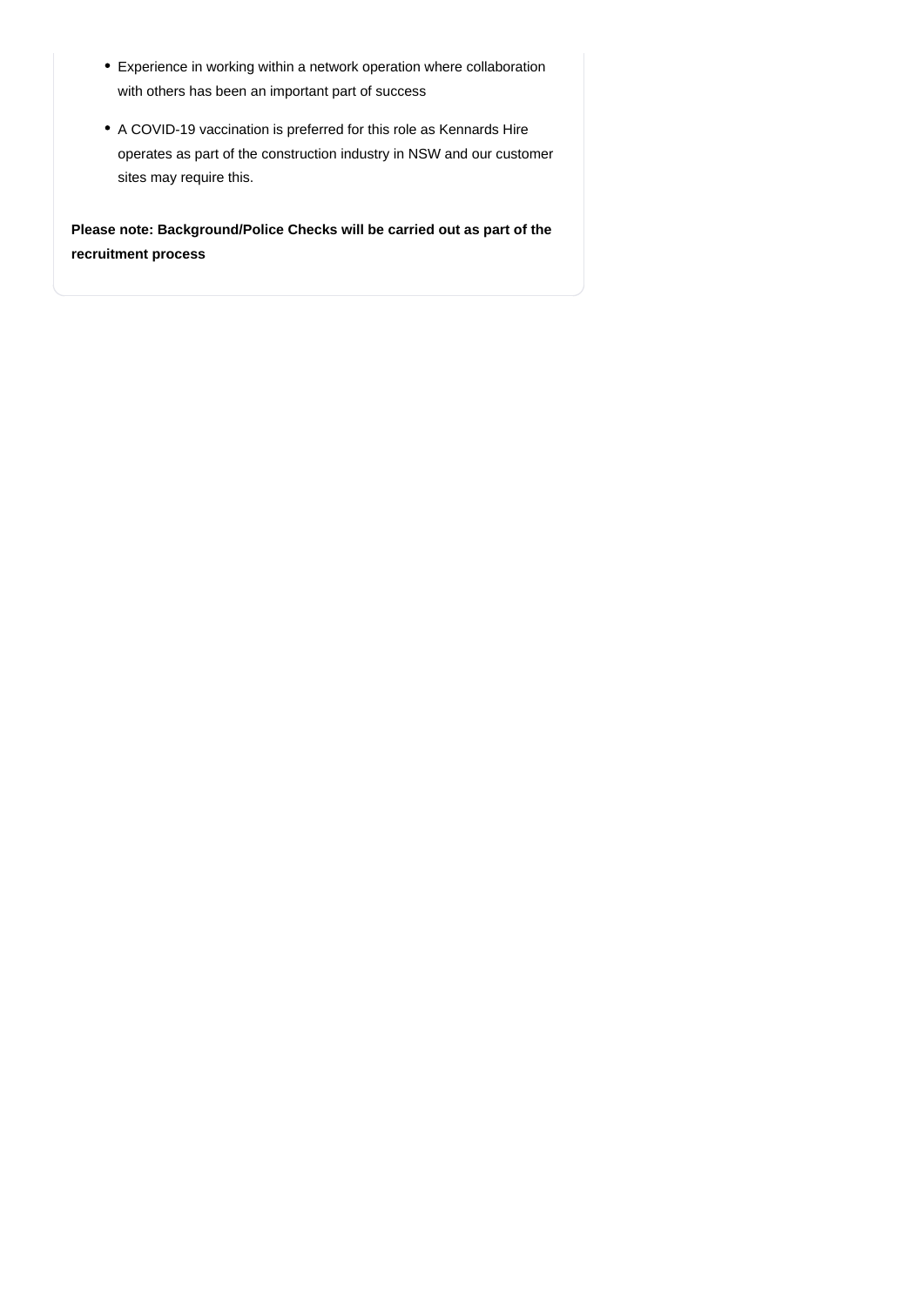- Experience in working within a network operation where collaboration with others has been an important part of success
- A COVID-19 vaccination is preferred for this role as Kennards Hire operates as part of the construction industry in NSW and our customer sites may require this.

**Please note: Background/Police Checks will be carried out as part of the recruitment process**